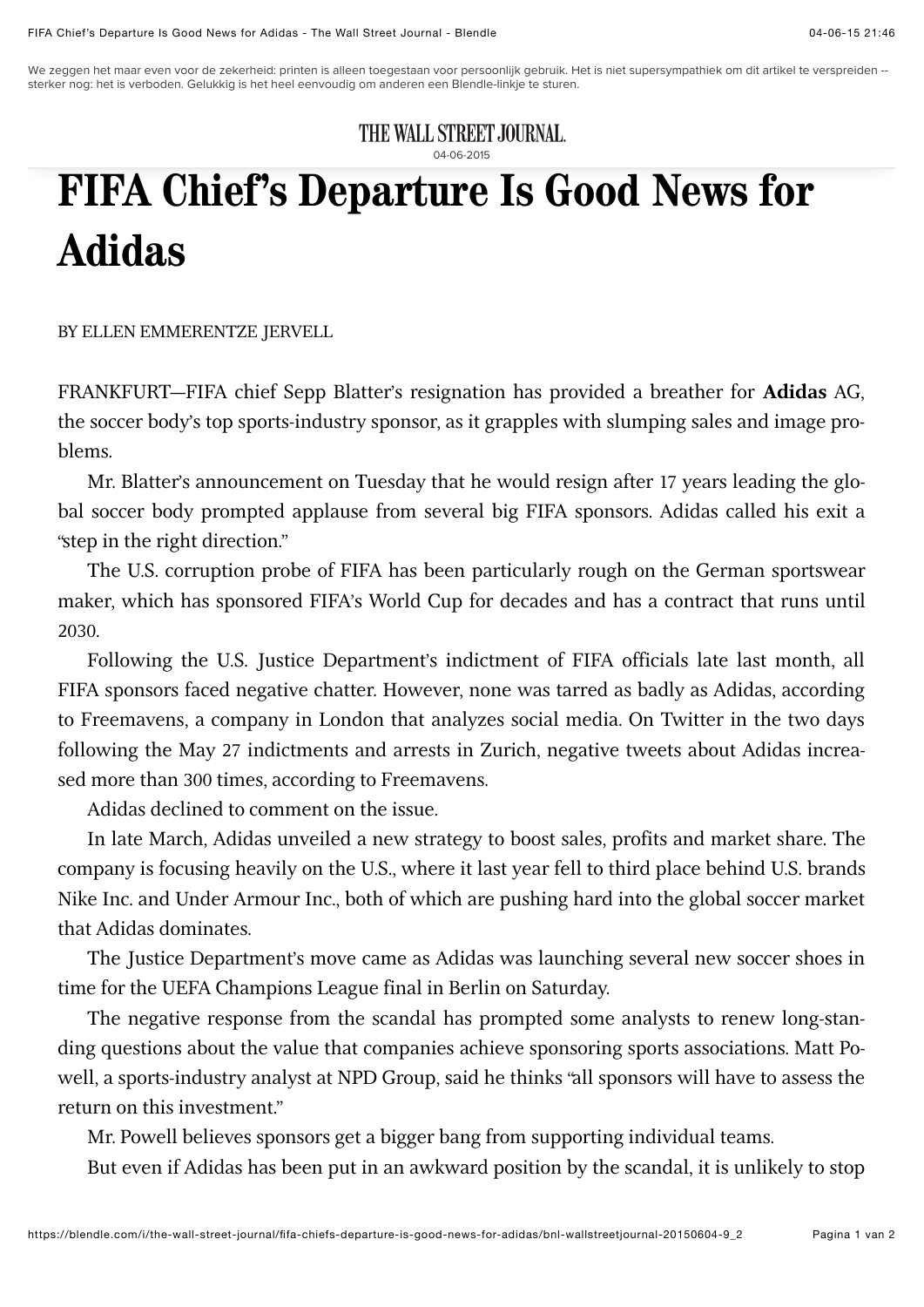We zeggen het maar even voor de zekerheid: printen is alleen toegestaan voor persoonlijk gebruik. Het is niet supersympathiek om dit artikel te verspreiden -- sterker nog: het is verboden. Gelukkig is het heel eenvoudig om anderen een Blendle-linkje te sturen.

THE WALL STREET JOURNAL.

04-06-2015

# FIFA Chief's Departure Is Good News for Adidas

BY ELLEN EMMERENTZE JERVELL

FRANKFURT—FIFA chief Sepp Blatter's resignation has provided a breather for **Adidas** AG, the soccer body's top sports-industry sponsor, as it grapples with slumping sales and image problems.

Mr. Blatter's announcement on Tuesday that he would resign after 17 years leading the global soccer body prompted applause from several big FIFA sponsors. Adidas called his exit a "step in the right direction."

The U.S. corruption probe of FIFA has been particularly rough on the German sportswear maker, which has sponsored FIFA's World Cup for decades and has a contract that runs until 2030.

Following the U.S. Justice Department's indictment of FIFA officials late last month, all FIFA sponsors faced negative chatter. However, none was tarred as badly as Adidas, according to Freemavens, a company in London that analyzes social media. On Twitter in the two days following the May 27 indictments and arrests in Zurich, negative tweets about Adidas increased more than 300 times, according to Freemavens.

Adidas declined to comment on the issue.

In late March, Adidas unveiled a new strategy to boost sales, profits and market share. The company is focusing heavily on the U.S., where it last year fell to third place behind U.S. brands Nike Inc. and Under Armour Inc., both of which are pushing hard into the global soccer market that Adidas dominates.

The Justice Department's move came as Adidas was launching several new soccer shoes in time for the UEFA Champions League final in Berlin on Saturday.

The negative response from the scandal has prompted some analysts to renew long-standing questions about the value that companies achieve sponsoring sports associations. Matt Powell, a sports-industry analyst at NPD Group, said he thinks "all sponsors will have to assess the return on this investment."

Mr. Powell believes sponsors get a bigger bang from supporting individual teams.

But even if Adidas has been put in an awkward position by the scandal, it is unlikely to stop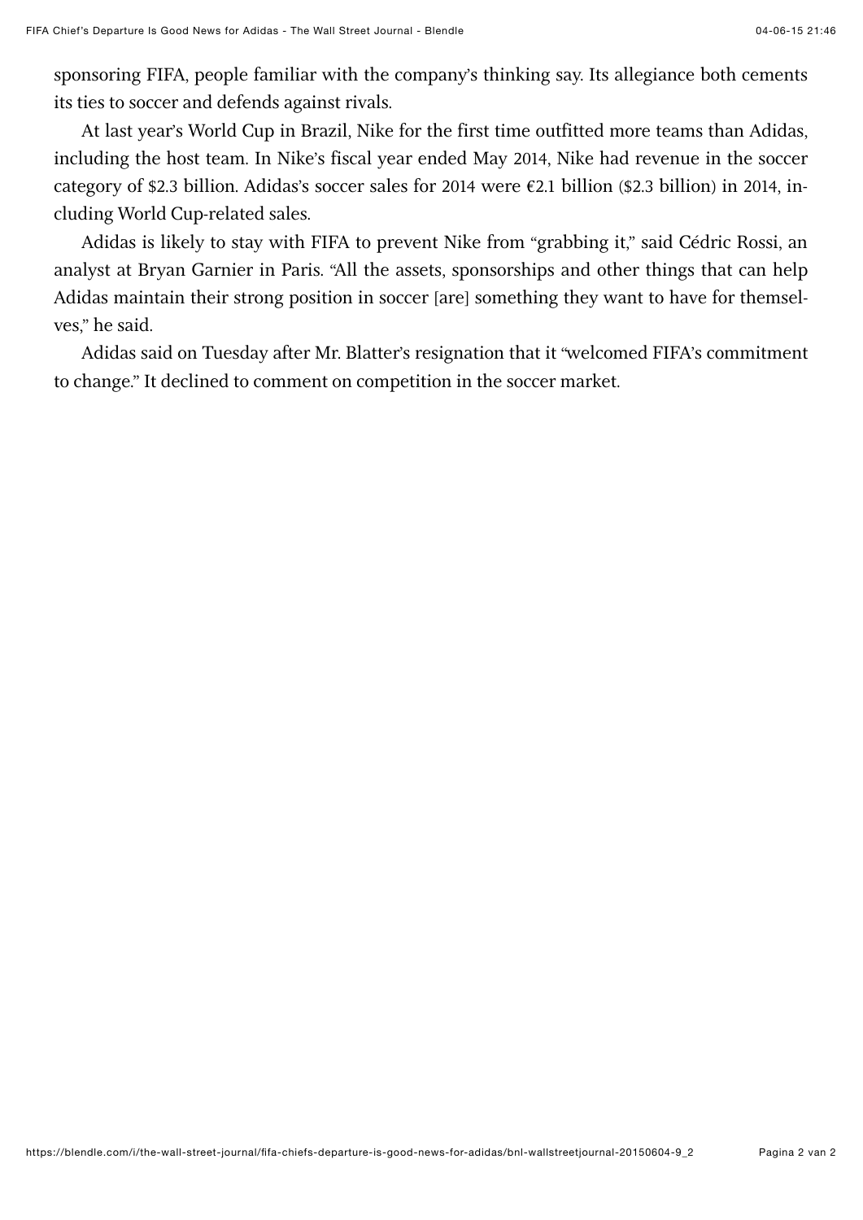sponsoring FIFA, people familiar with the company's thinking say. Its allegiance both cements its ties to soccer and defends against rivals.

At last year's World Cup in Brazil, Nike for the first time outfitted more teams than Adidas, including the host team. In Nike's fiscal year ended May 2014, Nike had revenue in the soccer category of $2.3 billion. Adidas's soccer sales for 2014 were €2.1 billion ($2.3 billion) in 2014, including World Cup-related sales.

Adidas is likely to stay with FIFA to prevent Nike from "grabbing it," said Cédric Rossi, an analyst at Bryan Garnier in Paris. "All the assets, sponsorships and other things that can help Adidas maintain their strong position in soccer [are] something they want to have for themselves," he said.

Adidas said on Tuesday after Mr. Blatter's resignation that it "welcomed FIFA's commitment to change." It declined to comment on competition in the soccer market.